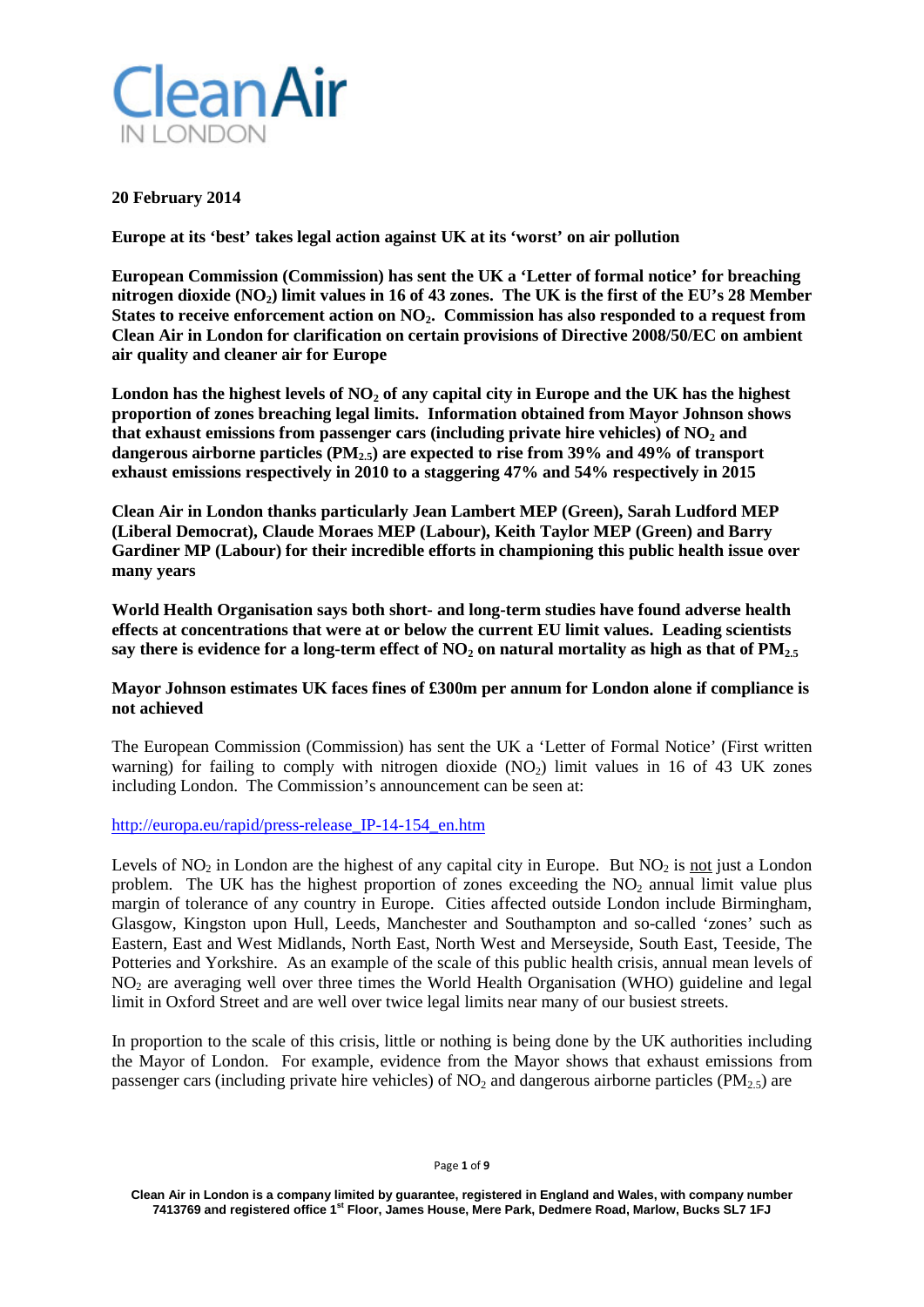Clean Air IN LONDON

**20 February 2014**

**Europe at its 'best' takes legal action against UK at its 'worst' on air pollution**

**European Commission (Commission) has sent the UK a 'Letter of formal notice' for breaching nitrogen dioxide ($NO_2$) limit values in 16 of 43 zones. The UK is the first of the EU's 28 Member States to receive enforcement action on $NO_2$. Commission has also responded to a request from Clean Air in London for clarification on certain provisions of Directive 2008/50/EC on ambient air quality and cleaner air for Europe**

**London has the highest levels of $NO_2$ of any capital city in Europe and the UK has the highest proportion of zones breaching legal limits. Information obtained from Mayor Johnson shows that exhaust emissions from passenger cars (including private hire vehicles) of $NO_2$ and dangerous airborne particles ($PM_{2.5}$) are expected to rise from 39% and 49% of transport exhaust emissions respectively in 2010 to a staggering 47% and 54% respectively in 2015**

**Clean Air in London thanks particularly Jean Lambert MEP (Green), Sarah Ludford MEP (Liberal Democrat), Claude Moraes MEP (Labour), Keith Taylor MEP (Green) and Barry Gardiner MP (Labour) for their incredible efforts in championing this public health issue over many years**

**World Health Organisation says both short- and long-term studies have found adverse health effects at concentrations that were at or below the current EU limit values. Leading scientists say there is evidence for a long-term effect of $NO_2$ on natural mortality as high as that of $PM_{2.5}$**

**Mayor Johnson estimates UK faces fines of £300m per annum for London alone if compliance is not achieved**

The European Commission (Commission) has sent the UK a 'Letter of Formal Notice' (First written warning) for failing to comply with nitrogen dioxide ($NO_2$) limit values in 16 of 43 UK zones including London. The Commission's announcement can be seen at:

http://europa.eu/rapid/press-release_IP-14-154_en.htm

Levels of $NO_2$ in London are the highest of any capital city in Europe. But $NO_2$ is not just a London problem. The UK has the highest proportion of zones exceeding the $NO_2$ annual limit value plus margin of tolerance of any country in Europe. Cities affected outside London include Birmingham, Glasgow, Kingston upon Hull, Leeds, Manchester and Southampton and so-called 'zones' such as Eastern, East and West Midlands, North East, North West and Merseyside, South East, Teeside, The Potteries and Yorkshire. As an example of the scale of this public health crisis, annual mean levels of $NO_2$ are averaging well over three times the World Health Organisation (WHO) guideline and legal limit in Oxford Street and are well over twice legal limits near many of our busiest streets.

In proportion to the scale of this crisis, little or nothing is being done by the UK authorities including the Mayor of London. For example, evidence from the Mayor shows that exhaust emissions from passenger cars (including private hire vehicles) of $NO_2$ and dangerous airborne particles ($PM_{2.5}$) are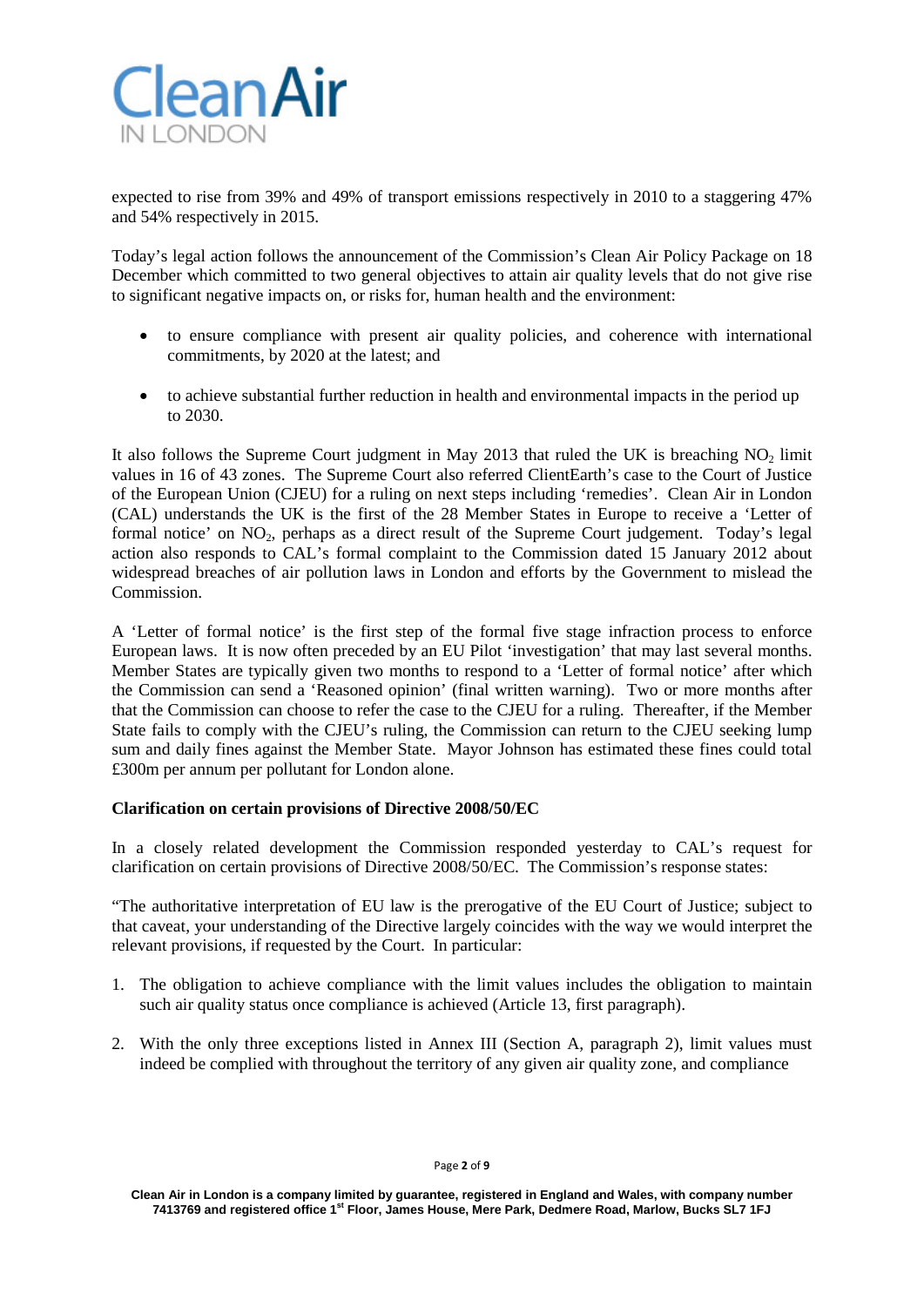expected to rise from 39% and 49% of transport emissions respectively in 2010 to a staggering 47% and 54% respectively in 2015.

Today's legal action follows the announcement of the Commission's Clean Air Policy Package on 18 December which committed to two general objectives to attain air quality levels that do not give rise to significant negative impacts on, or risks for, human health and the environment:

- to ensure compliance with present air quality policies, and coherence with international commitments, by 2020 at the latest; and
- to achieve substantial further reduction in health and environmental impacts in the period up to 2030.

It also follows the Supreme Court judgment in May 2013 that ruled the UK is breaching $NO_2$ limit values in 16 of 43 zones. The Supreme Court also referred ClientEarth's case to the Court of Justice of the European Union (CJEU) for a ruling on next steps including 'remedies'. Clean Air in London (CAL) understands the UK is the first of the 28 Member States in Europe to receive a 'Letter of formal notice' on $NO_2$, perhaps as a direct result of the Supreme Court judgement. Today's legal action also responds to CAL's formal complaint to the Commission dated 15 January 2012 about widespread breaches of air pollution laws in London and efforts by the Government to mislead the Commission.

A 'Letter of formal notice' is the first step of the formal five stage infraction process to enforce European laws. It is now often preceded by an EU Pilot 'investigation' that may last several months. Member States are typically given two months to respond to a 'Letter of formal notice' after which the Commission can send a 'Reasoned opinion' (final written warning). Two or more months after that the Commission can choose to refer the case to the CJEU for a ruling. Thereafter, if the Member State fails to comply with the CJEU's ruling, the Commission can return to the CJEU seeking lump sum and daily fines against the Member State. Mayor Johnson has estimated these fines could total £300m per annum per pollutant for London alone.

**Clarification on certain provisions of Directive 2008/50/EC**

In a closely related development the Commission responded yesterday to CAL's request for clarification on certain provisions of Directive 2008/50/EC. The Commission's response states:

"The authoritative interpretation of EU law is the prerogative of the EU Court of Justice; subject to that caveat, your understanding of the Directive largely coincides with the way we would interpret the relevant provisions, if requested by the Court. In particular:

1. The obligation to achieve compliance with the limit values includes the obligation to maintain such air quality status once compliance is achieved (Article 13, first paragraph).
2. With the only three exceptions listed in Annex III (Section A, paragraph 2), limit values must indeed be complied with throughout the territory of any given air quality zone, and compliance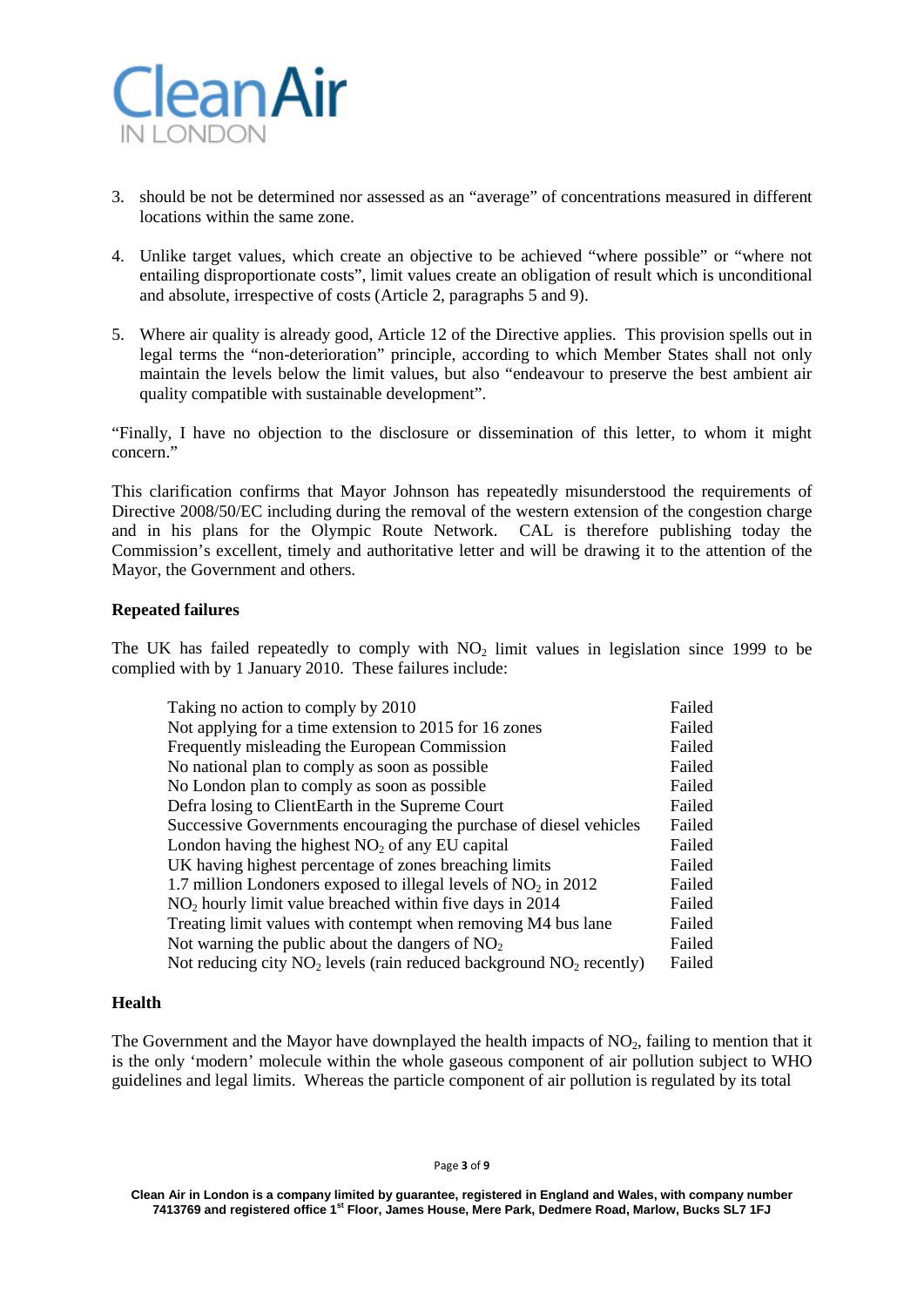3. should be not be determined nor assessed as an "average" of concentrations measured in different locations within the same zone.

4. Unlike target values, which create an objective to be achieved "where possible" or "where not entailing disproportionate costs", limit values create an obligation of result which is unconditional and absolute, irrespective of costs (Article 2, paragraphs 5 and 9).

5. Where air quality is already good, Article 12 of the Directive applies. This provision spells out in legal terms the "non-deterioration" principle, according to which Member States shall not only maintain the levels below the limit values, but also "endeavour to preserve the best ambient air quality compatible with sustainable development".

"Finally, I have no objection to the disclosure or dissemination of this letter, to whom it might concern."

This clarification confirms that Mayor Johnson has repeatedly misunderstood the requirements of Directive 2008/50/EC including during the removal of the western extension of the congestion charge and in his plans for the Olympic Route Network. CAL is therefore publishing today the Commission's excellent, timely and authoritative letter and will be drawing it to the attention of the Mayor, the Government and others.

**Repeated failures**

The UK has failed repeatedly to comply with $NO_2$ limit values in legislation since 1999 to be complied with by 1 January 2010. These failures include:

| | |
|---|---|
| Taking no action to comply by 2010 | Failed |
| Not applying for a time extension to 2015 for 16 zones | Failed |
| Frequently misleading the European Commission | Failed |
| No national plan to comply as soon as possible | Failed |
| No London plan to comply as soon as possible | Failed |
| Defra losing to ClientEarth in the Supreme Court | Failed |
| Successive Governments encouraging the purchase of diesel vehicles | Failed |
| London having the highest $NO_2$ of any EU capital | Failed |
| UK having highest percentage of zones breaching limits | Failed |
| 1.7 million Londoners exposed to illegal levels of $NO_2$ in 2012 | Failed |
| $NO_2$ hourly limit value breached within five days in 2014 | Failed |
| Treating limit values with contempt when removing M4 bus lane | Failed |
| Not warning the public about the dangers of $NO_2$ | Failed |
| Not reducing city $NO_2$ levels (rain reduced background $NO_2$ recently) | Failed |

**Health**

The Government and the Mayor have downplayed the health impacts of $NO_2$, failing to mention that it is the only 'modern' molecule within the whole gaseous component of air pollution subject to WHO guidelines and legal limits. Whereas the particle component of air pollution is regulated by its total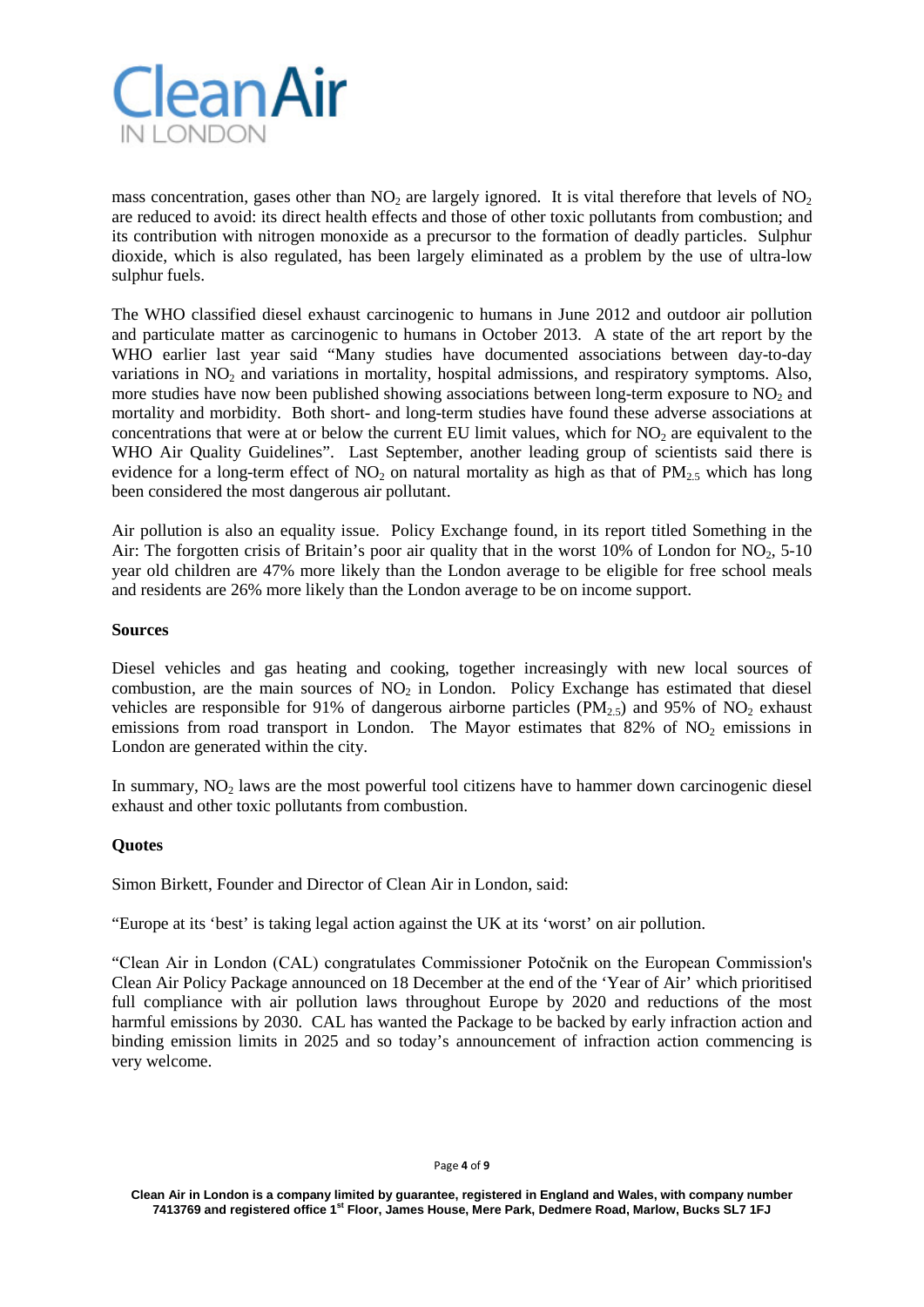mass concentration, gases other than $NO_2$ are largely ignored. It is vital therefore that levels of $NO_2$ are reduced to avoid: its direct health effects and those of other toxic pollutants from combustion; and its contribution with nitrogen monoxide as a precursor to the formation of deadly particles. Sulphur dioxide, which is also regulated, has been largely eliminated as a problem by the use of ultra-low sulphur fuels.

The WHO classified diesel exhaust carcinogenic to humans in June 2012 and outdoor air pollution and particulate matter as carcinogenic to humans in October 2013. A state of the art report by the WHO earlier last year said "Many studies have documented associations between day-to-day variations in $NO_2$ and variations in mortality, hospital admissions, and respiratory symptoms. Also, more studies have now been published showing associations between long-term exposure to $NO_2$ and mortality and morbidity. Both short- and long-term studies have found these adverse associations at concentrations that were at or below the current EU limit values, which for $NO_2$ are equivalent to the WHO Air Quality Guidelines". Last September, another leading group of scientists said there is evidence for a long-term effect of $NO_2$ on natural mortality as high as that of $PM_{2.5}$ which has long been considered the most dangerous air pollutant.

Air pollution is also an equality issue. Policy Exchange found, in its report titled Something in the Air: The forgotten crisis of Britain's poor air quality that in the worst 10% of London for $NO_2$, 5-10 year old children are 47% more likely than the London average to be eligible for free school meals and residents are 26% more likely than the London average to be on income support.

**Sources**

Diesel vehicles and gas heating and cooking, together increasingly with new local sources of combustion, are the main sources of $NO_2$ in London. Policy Exchange has estimated that diesel vehicles are responsible for 91% of dangerous airborne particles ($PM_{2.5}$) and 95% of $NO_2$ exhaust emissions from road transport in London. The Mayor estimates that 82% of $NO_2$ emissions in London are generated within the city.

In summary, $NO_2$ laws are the most powerful tool citizens have to hammer down carcinogenic diesel exhaust and other toxic pollutants from combustion.

**Quotes**

Simon Birkett, Founder and Director of Clean Air in London, said:

"Europe at its 'best' is taking legal action against the UK at its 'worst' on air pollution.

"Clean Air in London (CAL) congratulates Commissioner Potočnik on the European Commission's Clean Air Policy Package announced on 18 December at the end of the 'Year of Air' which prioritised full compliance with air pollution laws throughout Europe by 2020 and reductions of the most harmful emissions by 2030. CAL has wanted the Package to be backed by early infraction action and binding emission limits in 2025 and so today's announcement of infraction action commencing is very welcome.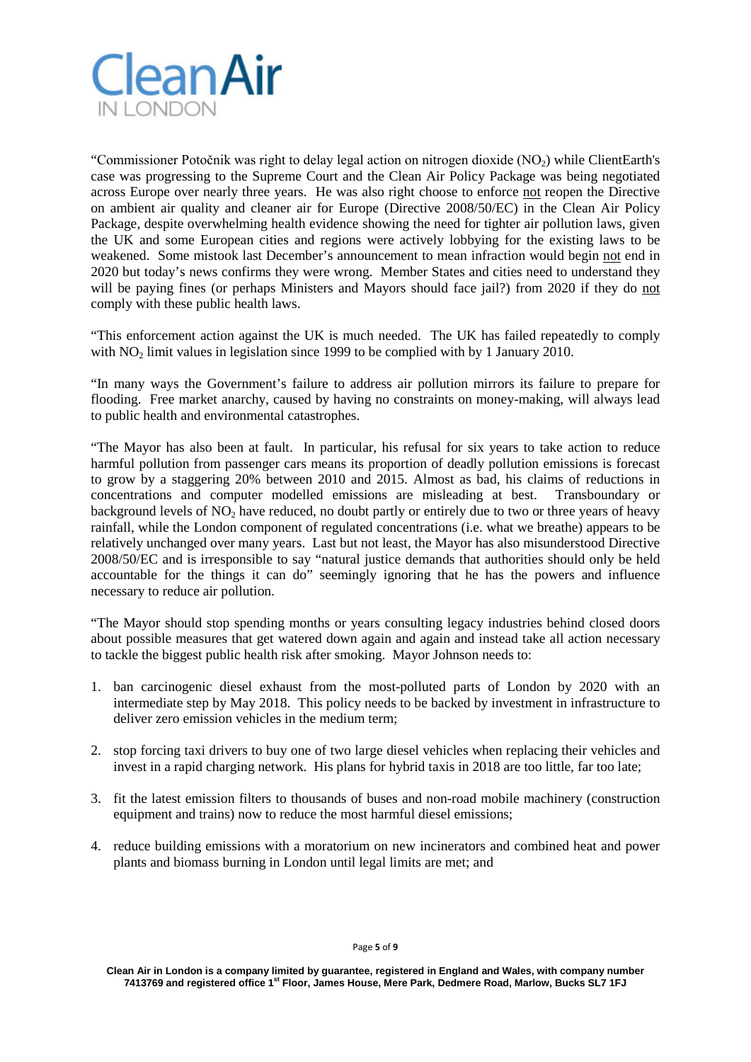"Commissioner Potočnik was right to delay legal action on nitrogen dioxide ($NO_2$) while ClientEarth's case was progressing to the Supreme Court and the Clean Air Policy Package was being negotiated across Europe over nearly three years. He was also right choose to enforce not reopen the Directive on ambient air quality and cleaner air for Europe (Directive 2008/50/EC) in the Clean Air Policy Package, despite overwhelming health evidence showing the need for tighter air pollution laws, given the UK and some European cities and regions were actively lobbying for the existing laws to be weakened. Some mistook last December's announcement to mean infraction would begin not end in 2020 but today's news confirms they were wrong. Member States and cities need to understand they will be paying fines (or perhaps Ministers and Mayors should face jail?) from 2020 if they do not comply with these public health laws.

"This enforcement action against the UK is much needed. The UK has failed repeatedly to comply with $NO_2$ limit values in legislation since 1999 to be complied with by 1 January 2010.

"In many ways the Government's failure to address air pollution mirrors its failure to prepare for flooding. Free market anarchy, caused by having no constraints on money-making, will always lead to public health and environmental catastrophes.

"The Mayor has also been at fault. In particular, his refusal for six years to take action to reduce harmful pollution from passenger cars means its proportion of deadly pollution emissions is forecast to grow by a staggering 20% between 2010 and 2015. Almost as bad, his claims of reductions in concentrations and computer modelled emissions are misleading at best. Transboundary or background levels of $NO_2$ have reduced, no doubt partly or entirely due to two or three years of heavy rainfall, while the London component of regulated concentrations (i.e. what we breathe) appears to be relatively unchanged over many years. Last but not least, the Mayor has also misunderstood Directive 2008/50/EC and is irresponsible to say "natural justice demands that authorities should only be held accountable for the things it can do" seemingly ignoring that he has the powers and influence necessary to reduce air pollution.

"The Mayor should stop spending months or years consulting legacy industries behind closed doors about possible measures that get watered down again and again and instead take all action necessary to tackle the biggest public health risk after smoking. Mayor Johnson needs to:

1. ban carcinogenic diesel exhaust from the most-polluted parts of London by 2020 with an intermediate step by May 2018. This policy needs to be backed by investment in infrastructure to deliver zero emission vehicles in the medium term;

2. stop forcing taxi drivers to buy one of two large diesel vehicles when replacing their vehicles and invest in a rapid charging network. His plans for hybrid taxis in 2018 are too little, far too late;

3. fit the latest emission filters to thousands of buses and non-road mobile machinery (construction equipment and trains) now to reduce the most harmful diesel emissions;

4. reduce building emissions with a moratorium on new incinerators and combined heat and power plants and biomass burning in London until legal limits are met; and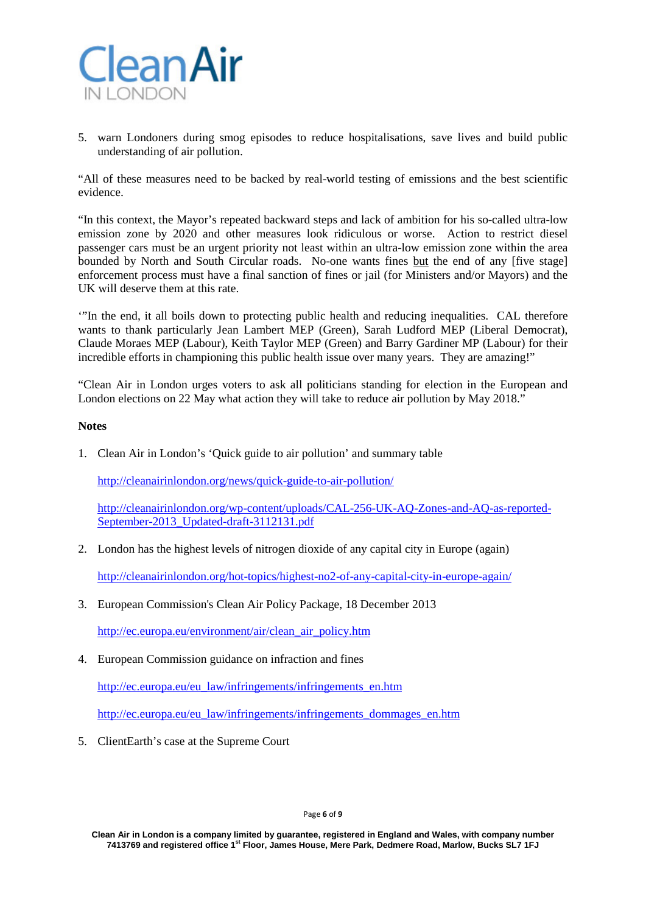5. warn Londoners during smog episodes to reduce hospitalisations, save lives and build public understanding of air pollution.

"All of these measures need to be backed by real-world testing of emissions and the best scientific evidence.

"In this context, the Mayor's repeated backward steps and lack of ambition for his so-called ultra-low emission zone by 2020 and other measures look ridiculous or worse. Action to restrict diesel passenger cars must be an urgent priority not least within an ultra-low emission zone within the area bounded by North and South Circular roads. No-one wants fines but the end of any [five stage] enforcement process must have a final sanction of fines or jail (for Ministers and/or Mayors) and the UK will deserve them at this rate.

'"In the end, it all boils down to protecting public health and reducing inequalities. CAL therefore wants to thank particularly Jean Lambert MEP (Green), Sarah Ludford MEP (Liberal Democrat), Claude Moraes MEP (Labour), Keith Taylor MEP (Green) and Barry Gardiner MP (Labour) for their incredible efforts in championing this public health issue over many years. They are amazing!"

"Clean Air in London urges voters to ask all politicians standing for election in the European and London elections on 22 May what action they will take to reduce air pollution by May 2018."

**Notes**

1. Clean Air in London's 'Quick guide to air pollution' and summary table

   http://cleanairinlondon.org/news/quick-guide-to-air-pollution/

   http://cleanairinlondon.org/wp-content/uploads/CAL-256-UK-AQ-Zones-and-AQ-as-reported-September-2013_Updated-draft-3112131.pdf

2. London has the highest levels of nitrogen dioxide of any capital city in Europe (again)

   http://cleanairinlondon.org/hot-topics/highest-no2-of-any-capital-city-in-europe-again/

3. European Commission's Clean Air Policy Package, 18 December 2013

   http://ec.europa.eu/environment/air/clean_air_policy.htm

4. European Commission guidance on infraction and fines

   http://ec.europa.eu/eu_law/infringements/infringements_en.htm

   http://ec.europa.eu/eu_law/infringements/infringements_dommages_en.htm

5. ClientEarth's case at the Supreme Court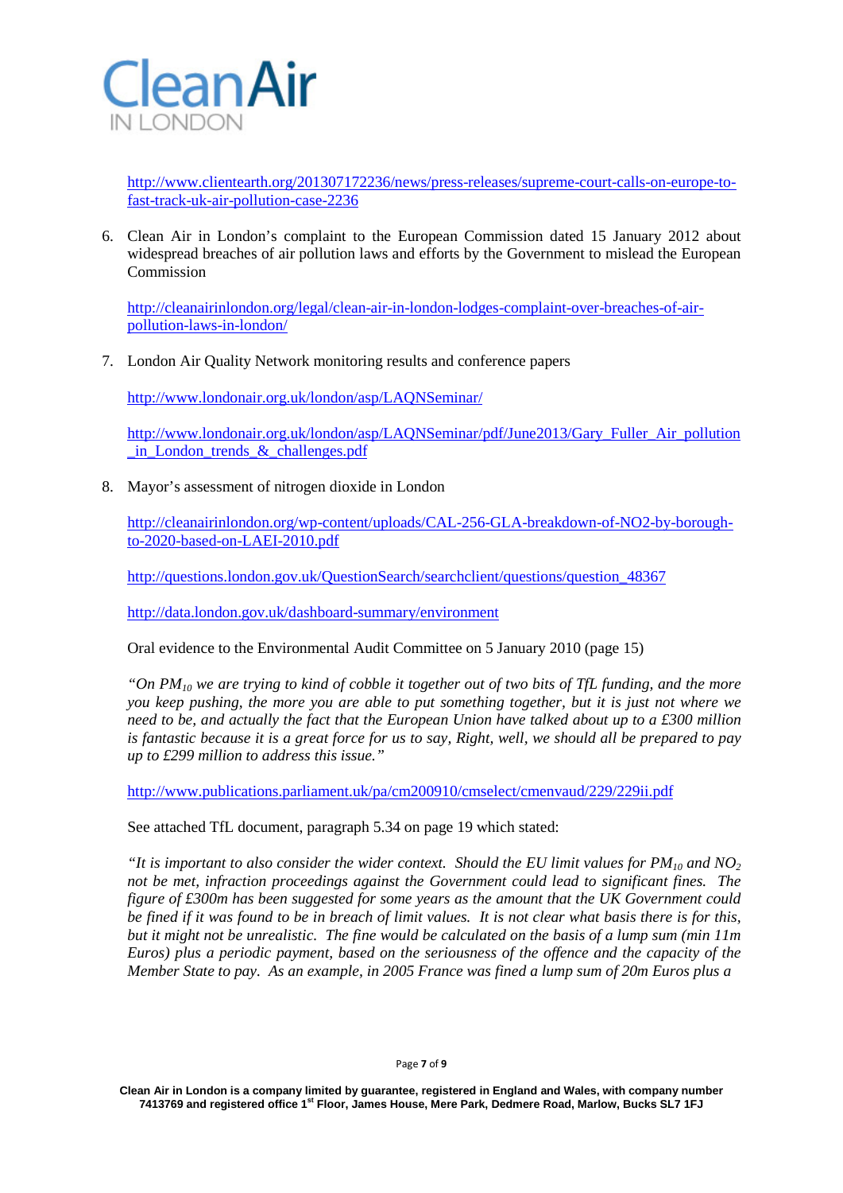http://www.clientearth.org/201307172236/news/press-releases/supreme-court-calls-on-europe-to-fast-track-uk-air-pollution-case-2236

6. Clean Air in London's complaint to the European Commission dated 15 January 2012 about widespread breaches of air pollution laws and efforts by the Government to mislead the European Commission

   http://cleanairinlondon.org/legal/clean-air-in-london-lodges-complaint-over-breaches-of-air-pollution-laws-in-london/

7. London Air Quality Network monitoring results and conference papers

   http://www.londonair.org.uk/london/asp/LAQNSeminar/

   http://www.londonair.org.uk/london/asp/LAQNSeminar/pdf/June2013/Gary_Fuller_Air_pollution_in_London_trends_&_challenges.pdf

8. Mayor's assessment of nitrogen dioxide in London

   http://cleanairinlondon.org/wp-content/uploads/CAL-256-GLA-breakdown-of-NO2-by-borough-to-2020-based-on-LAEI-2010.pdf

   http://questions.london.gov.uk/QuestionSearch/searchclient/questions/question_48367

   http://data.london.gov.uk/dashboard-summary/environment

   Oral evidence to the Environmental Audit Committee on 5 January 2010 (page 15)

   *"On $PM_{10}$ we are trying to kind of cobble it together out of two bits of TfL funding, and the more you keep pushing, the more you are able to put something together, but it is just not where we need to be, and actually the fact that the European Union have talked about up to a £300 million is fantastic because it is a great force for us to say, Right, well, we should all be prepared to pay up to £299 million to address this issue."*

   http://www.publications.parliament.uk/pa/cm200910/cmselect/cmenvaud/229/229ii.pdf

   See attached TfL document, paragraph 5.34 on page 19 which stated:

   *"It is important to also consider the wider context. Should the EU limit values for $PM_{10}$ and $NO_2$ not be met, infraction proceedings against the Government could lead to significant fines. The figure of £300m has been suggested for some years as the amount that the UK Government could be fined if it was found to be in breach of limit values. It is not clear what basis there is for this, but it might not be unrealistic. The fine would be calculated on the basis of a lump sum (min 11m Euros) plus a periodic payment, based on the seriousness of the offence and the capacity of the Member State to pay. As an example, in 2005 France was fined a lump sum of 20m Euros plus a*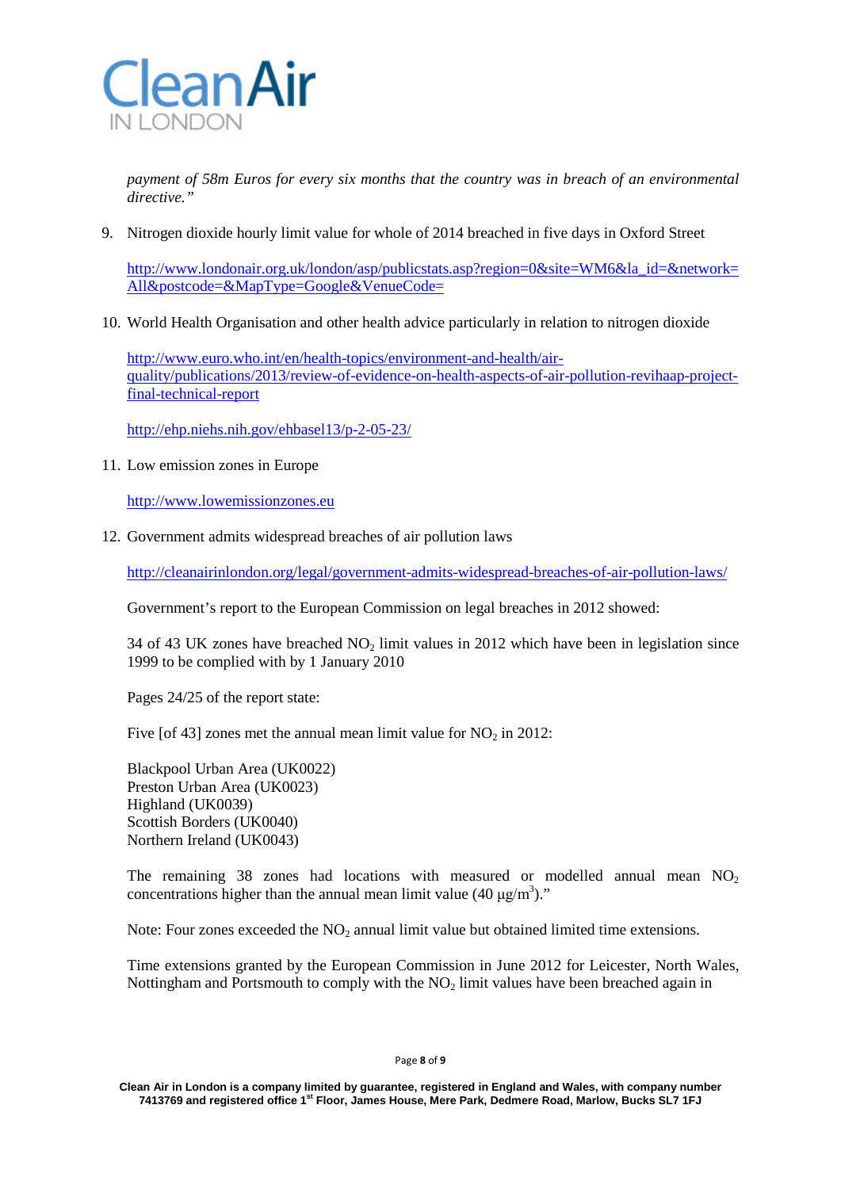*payment of 58m Euros for every six months that the country was in breach of an environmental directive."*

9. Nitrogen dioxide hourly limit value for whole of 2014 breached in five days in Oxford Street

   http://www.londonair.org.uk/london/asp/publicstats.asp?region=0&site=WM6&la_id=&network=All&postcode=&MapType=Google&VenueCode=

10. World Health Organisation and other health advice particularly in relation to nitrogen dioxide

    http://www.euro.who.int/en/health-topics/environment-and-health/air-quality/publications/2013/review-of-evidence-on-health-aspects-of-air-pollution-revihaap-project-final-technical-report

    http://ehp.niehs.nih.gov/ehbasel13/p-2-05-23/

11. Low emission zones in Europe

    http://www.lowemissionzones.eu

12. Government admits widespread breaches of air pollution laws

    http://cleanairinlondon.org/legal/government-admits-widespread-breaches-of-air-pollution-laws/

    Government's report to the European Commission on legal breaches in 2012 showed:

    34 of 43 UK zones have breached $NO_2$ limit values in 2012 which have been in legislation since 1999 to be complied with by 1 January 2010

    Pages 24/25 of the report state:

    Five [of 43] zones met the annual mean limit value for $NO_2$ in 2012:

    Blackpool Urban Area (UK0022)
    Preston Urban Area (UK0023)
    Highland (UK0039)
    Scottish Borders (UK0040)
    Northern Ireland (UK0043)

    The remaining 38 zones had locations with measured or modelled annual mean $NO_2$ concentrations higher than the annual mean limit value (40 $\mu g/m^3$)."

    Note: Four zones exceeded the $NO_2$ annual limit value but obtained limited time extensions.

    Time extensions granted by the European Commission in June 2012 for Leicester, North Wales, Nottingham and Portsmouth to comply with the $NO_2$ limit values have been breached again in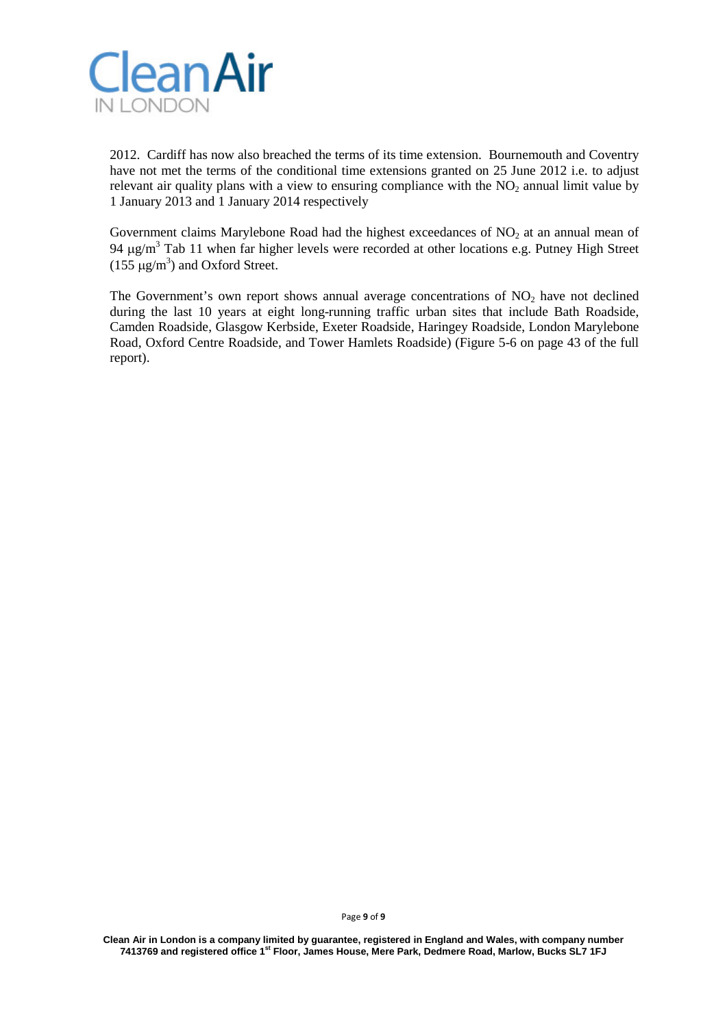2012. Cardiff has now also breached the terms of its time extension. Bournemouth and Coventry have not met the terms of the conditional time extensions granted on 25 June 2012 i.e. to adjust relevant air quality plans with a view to ensuring compliance with the $NO_2$ annual limit value by 1 January 2013 and 1 January 2014 respectively

Government claims Marylebone Road had the highest exceedances of $NO_2$ at an annual mean of 94 $\mu g/m^3$ Tab 11 when far higher levels were recorded at other locations e.g. Putney High Street (155 $\mu g/m^3$) and Oxford Street.

The Government's own report shows annual average concentrations of $NO_2$ have not declined during the last 10 years at eight long-running traffic urban sites that include Bath Roadside, Camden Roadside, Glasgow Kerbside, Exeter Roadside, Haringey Roadside, London Marylebone Road, Oxford Centre Roadside, and Tower Hamlets Roadside) (Figure 5-6 on page 43 of the full report).